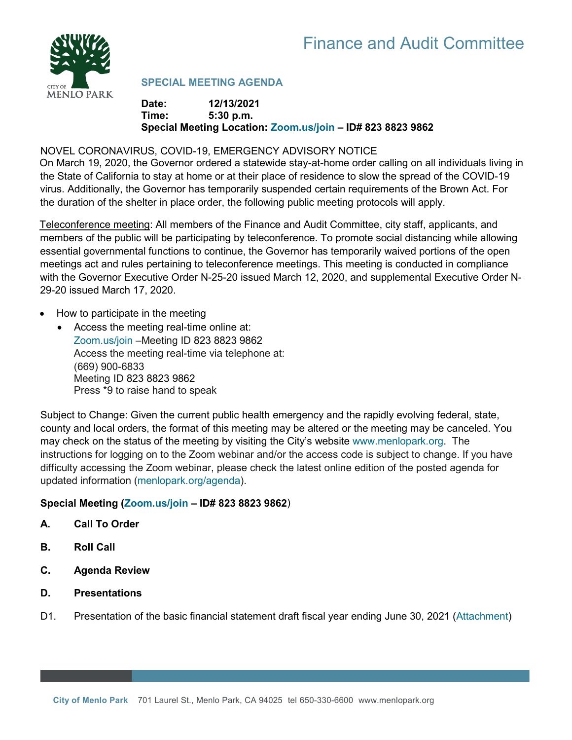# Finance and Audit Committee

CITY OF MENLO PARK

## SPECIAL MEETING AGENDA

**Date:** 12/13/2021
**Time:** 5:30 p.m.
**Special Meeting Location: Zoom.us/join – ID# 823 8823 9862**

NOVEL CORONAVIRUS, COVID-19, EMERGENCY ADVISORY NOTICE
On March 19, 2020, the Governor ordered a statewide stay-at-home order calling on all individuals living in the State of California to stay at home or at their place of residence to slow the spread of the COVID-19 virus. Additionally, the Governor has temporarily suspended certain requirements of the Brown Act. For the duration of the shelter in place order, the following public meeting protocols will apply.

Teleconference meeting: All members of the Finance and Audit Committee, city staff, applicants, and members of the public will be participating by teleconference. To promote social distancing while allowing essential governmental functions to continue, the Governor has temporarily waived portions of the open meetings act and rules pertaining to teleconference meetings. This meeting is conducted in compliance with the Governor Executive Order N-25-20 issued March 12, 2020, and supplemental Executive Order N-29-20 issued March 17, 2020.

- How to participate in the meeting
  - Access the meeting real-time online at:
    Zoom.us/join –Meeting ID 823 8823 9862
    Access the meeting real-time via telephone at:
    (669) 900-6833
    Meeting ID 823 8823 9862
    Press *9 to raise hand to speak

Subject to Change: Given the current public health emergency and the rapidly evolving federal, state, county and local orders, the format of this meeting may be altered or the meeting may be canceled. You may check on the status of the meeting by visiting the City's website www.menlopark.org. The instructions for logging on to the Zoom webinar and/or the access code is subject to change. If you have difficulty accessing the Zoom webinar, please check the latest online edition of the posted agenda for updated information (menlopark.org/agenda).

**Special Meeting (Zoom.us/join – ID# 823 8823 9862)**

**A. Call To Order**

**B. Roll Call**

**C. Agenda Review**

**D. Presentations**

D1. Presentation of the basic financial statement draft fiscal year ending June 30, 2021 (Attachment)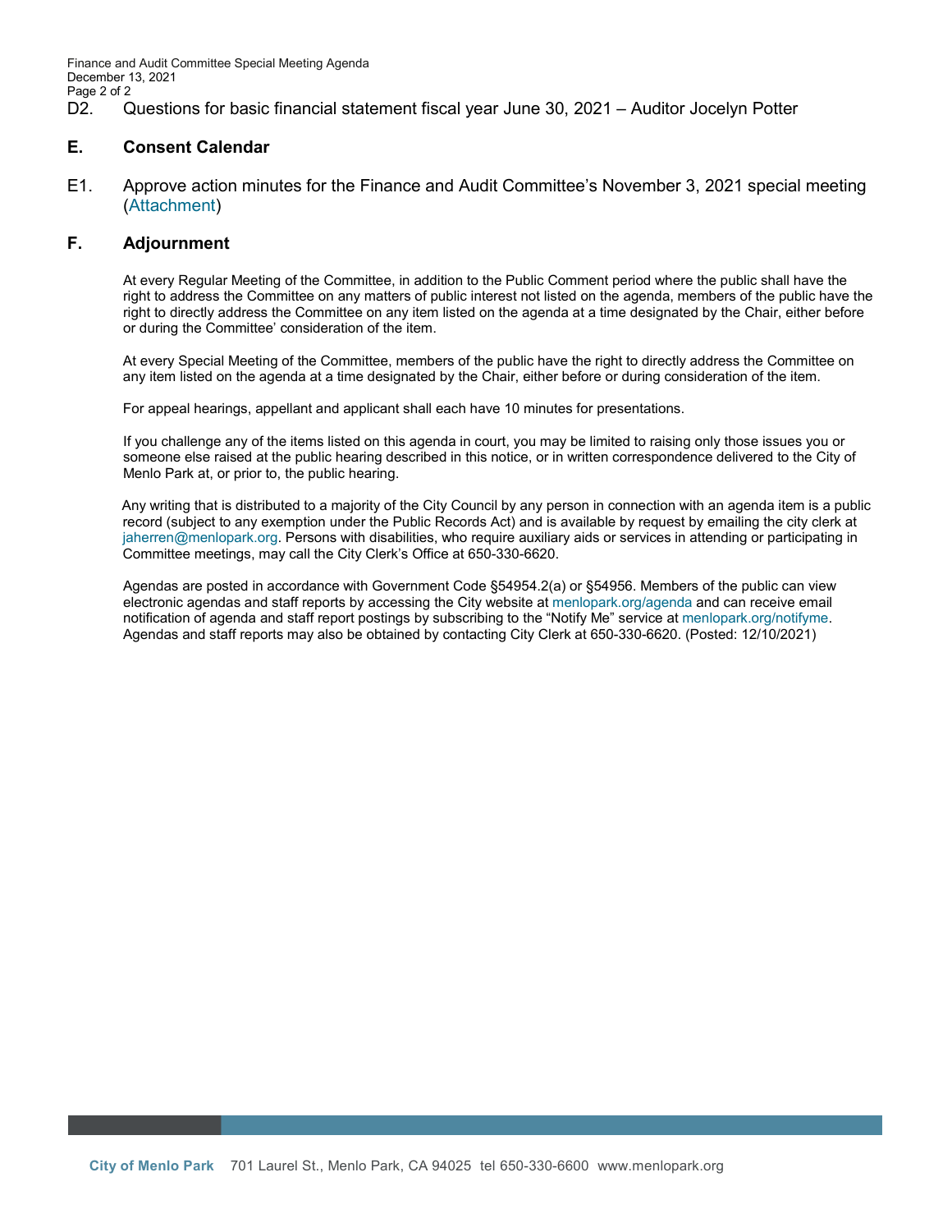D2. Questions for basic financial statement fiscal year June 30, 2021 – Auditor Jocelyn Potter

## E. Consent Calendar

E1. Approve action minutes for the Finance and Audit Committee's November 3, 2021 special meeting (Attachment)

## F. Adjournment

At every Regular Meeting of the Committee, in addition to the Public Comment period where the public shall have the right to address the Committee on any matters of public interest not listed on the agenda, members of the public have the right to directly address the Committee on any item listed on the agenda at a time designated by the Chair, either before or during the Committee' consideration of the item.

At every Special Meeting of the Committee, members of the public have the right to directly address the Committee on any item listed on the agenda at a time designated by the Chair, either before or during consideration of the item.

For appeal hearings, appellant and applicant shall each have 10 minutes for presentations.

If you challenge any of the items listed on this agenda in court, you may be limited to raising only those issues you or someone else raised at the public hearing described in this notice, or in written correspondence delivered to the City of Menlo Park at, or prior to, the public hearing.

Any writing that is distributed to a majority of the City Council by any person in connection with an agenda item is a public record (subject to any exemption under the Public Records Act) and is available by request by emailing the city clerk at jaherren@menlopark.org. Persons with disabilities, who require auxiliary aids or services in attending or participating in Committee meetings, may call the City Clerk's Office at 650-330-6620.

Agendas are posted in accordance with Government Code §54954.2(a) or §54956. Members of the public can view electronic agendas and staff reports by accessing the City website at menlopark.org/agenda and can receive email notification of agenda and staff report postings by subscribing to the "Notify Me" service at menlopark.org/notifyme. Agendas and staff reports may also be obtained by contacting City Clerk at 650-330-6620. (Posted: 12/10/2021)